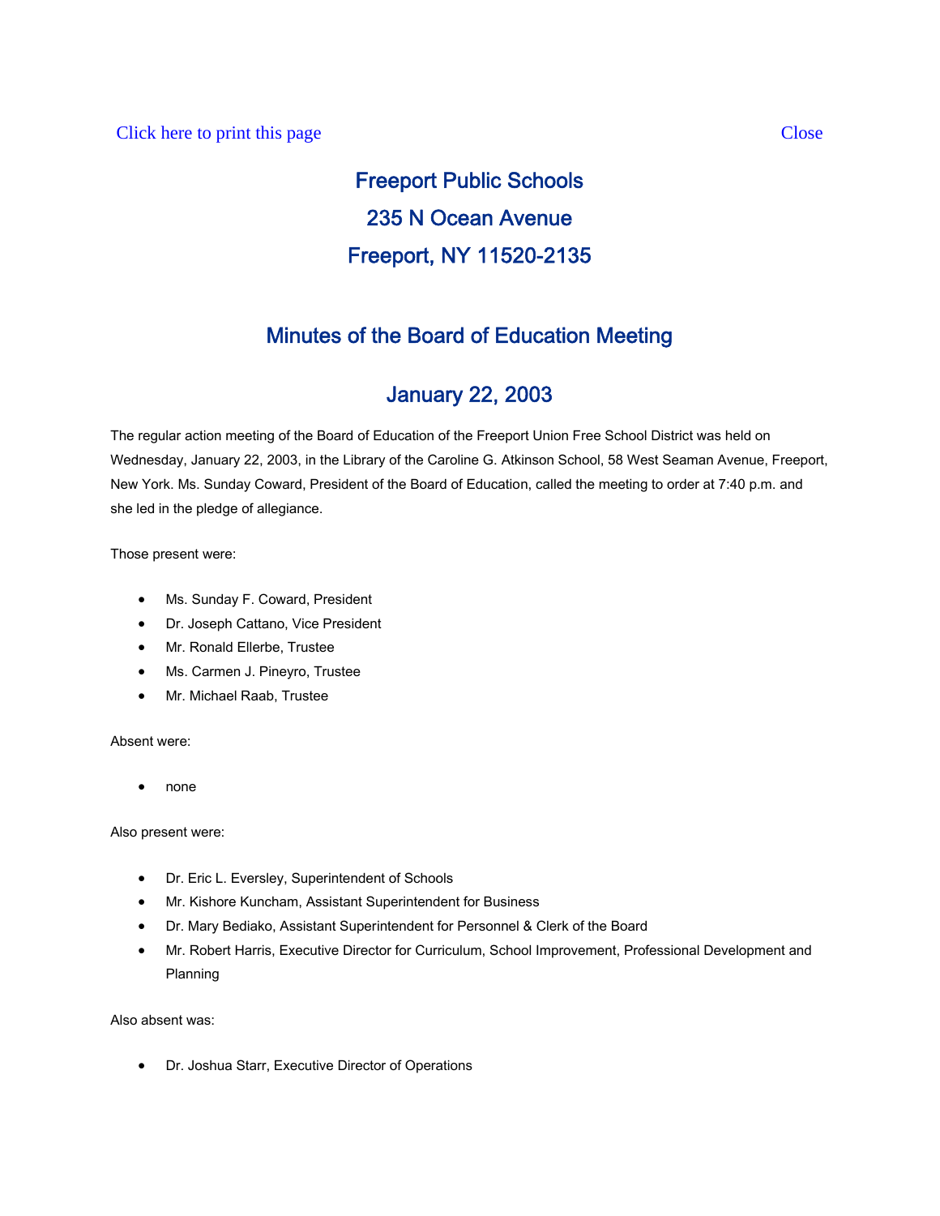Click here to print this page Close

# Freeport Public Schools

## 235 N Ocean Avenue

## Freeport, NY 11520-2135

## Minutes of the Board of Education Meeting

## January 22, 2003

The regular action meeting of the Board of Education of the Freeport Union Free School District was held on Wednesday, January 22, 2003, in the Library of the Caroline G. Atkinson School, 58 West Seaman Avenue, Freeport, New York. Ms. Sunday Coward, President of the Board of Education, called the meeting to order at 7:40 p.m. and she led in the pledge of allegiance.

Those present were:

- Ms. Sunday F. Coward, President
- Dr. Joseph Cattano, Vice President
- Mr. Ronald Ellerbe, Trustee
- Ms. Carmen J. Pineyro, Trustee
- Mr. Michael Raab, Trustee

Absent were:

- none

Also present were:

- Dr. Eric L. Eversley, Superintendent of Schools
- Mr. Kishore Kuncham, Assistant Superintendent for Business
- Dr. Mary Bediako, Assistant Superintendent for Personnel & Clerk of the Board
- Mr. Robert Harris, Executive Director for Curriculum, School Improvement, Professional Development and Planning

Also absent was:

- Dr. Joshua Starr, Executive Director of Operations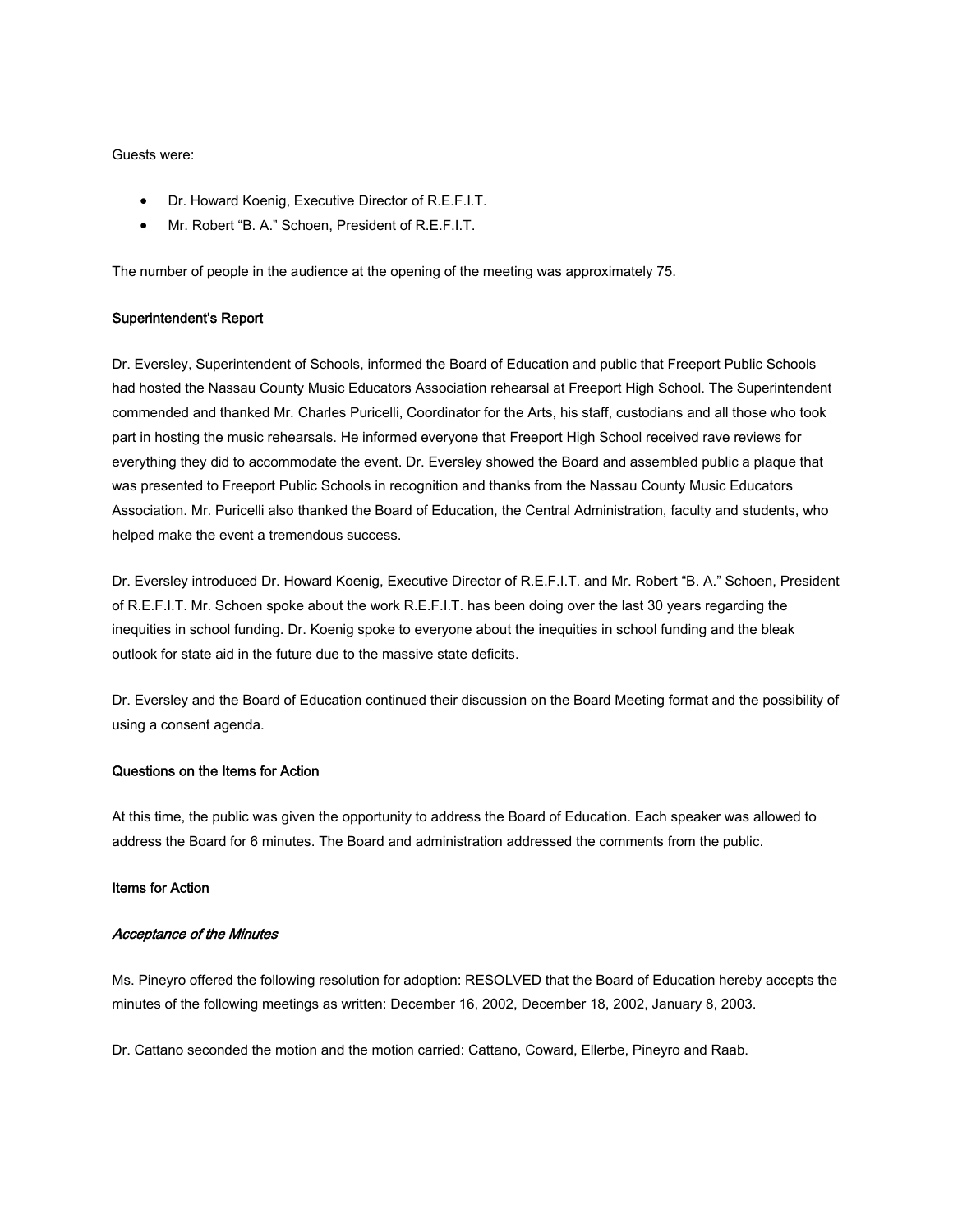Guests were:

- Dr. Howard Koenig, Executive Director of R.E.F.I.T.
- Mr. Robert "B. A." Schoen, President of R.E.F.I.T.

The number of people in the audience at the opening of the meeting was approximately 75.

**Superintendent's Report**

Dr. Eversley, Superintendent of Schools, informed the Board of Education and public that Freeport Public Schools had hosted the Nassau County Music Educators Association rehearsal at Freeport High School. The Superintendent commended and thanked Mr. Charles Puricelli, Coordinator for the Arts, his staff, custodians and all those who took part in hosting the music rehearsals. He informed everyone that Freeport High School received rave reviews for everything they did to accommodate the event. Dr. Eversley showed the Board and assembled public a plaque that was presented to Freeport Public Schools in recognition and thanks from the Nassau County Music Educators Association. Mr. Puricelli also thanked the Board of Education, the Central Administration, faculty and students, who helped make the event a tremendous success.

Dr. Eversley introduced Dr. Howard Koenig, Executive Director of R.E.F.I.T. and Mr. Robert "B. A." Schoen, President of R.E.F.I.T. Mr. Schoen spoke about the work R.E.F.I.T. has been doing over the last 30 years regarding the inequities in school funding. Dr. Koenig spoke to everyone about the inequities in school funding and the bleak outlook for state aid in the future due to the massive state deficits.

Dr. Eversley and the Board of Education continued their discussion on the Board Meeting format and the possibility of using a consent agenda.

**Questions on the Items for Action**

At this time, the public was given the opportunity to address the Board of Education. Each speaker was allowed to address the Board for 6 minutes. The Board and administration addressed the comments from the public.

**Items for Action**

***Acceptance of the Minutes***

Ms. Pineyro offered the following resolution for adoption: RESOLVED that the Board of Education hereby accepts the minutes of the following meetings as written: December 16, 2002, December 18, 2002, January 8, 2003.

Dr. Cattano seconded the motion and the motion carried: Cattano, Coward, Ellerbe, Pineyro and Raab.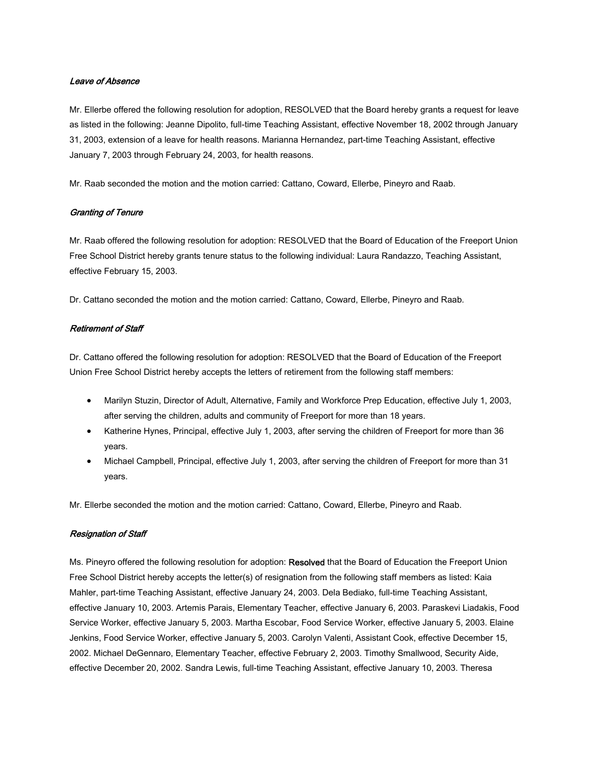*Leave of Absence*

Mr. Ellerbe offered the following resolution for adoption, RESOLVED that the Board hereby grants a request for leave as listed in the following: Jeanne Dipolito, full-time Teaching Assistant, effective November 18, 2002 through January 31, 2003, extension of a leave for health reasons. Marianna Hernandez, part-time Teaching Assistant, effective January 7, 2003 through February 24, 2003, for health reasons.

Mr. Raab seconded the motion and the motion carried: Cattano, Coward, Ellerbe, Pineyro and Raab.

*Granting of Tenure*

Mr. Raab offered the following resolution for adoption: RESOLVED that the Board of Education of the Freeport Union Free School District hereby grants tenure status to the following individual: Laura Randazzo, Teaching Assistant, effective February 15, 2003.

Dr. Cattano seconded the motion and the motion carried: Cattano, Coward, Ellerbe, Pineyro and Raab.

*Retirement of Staff*

Dr. Cattano offered the following resolution for adoption: RESOLVED that the Board of Education of the Freeport Union Free School District hereby accepts the letters of retirement from the following staff members:

- Marilyn Stuzin, Director of Adult, Alternative, Family and Workforce Prep Education, effective July 1, 2003, after serving the children, adults and community of Freeport for more than 18 years.
- Katherine Hynes, Principal, effective July 1, 2003, after serving the children of Freeport for more than 36 years.
- Michael Campbell, Principal, effective July 1, 2003, after serving the children of Freeport for more than 31 years.

Mr. Ellerbe seconded the motion and the motion carried: Cattano, Coward, Ellerbe, Pineyro and Raab.

*Resignation of Staff*

Ms. Pineyro offered the following resolution for adoption: Resolved that the Board of Education the Freeport Union Free School District hereby accepts the letter(s) of resignation from the following staff members as listed: Kaia Mahler, part-time Teaching Assistant, effective January 24, 2003. Dela Bediako, full-time Teaching Assistant, effective January 10, 2003. Artemis Parais, Elementary Teacher, effective January 6, 2003. Paraskevi Liadakis, Food Service Worker, effective January 5, 2003. Martha Escobar, Food Service Worker, effective January 5, 2003. Elaine Jenkins, Food Service Worker, effective January 5, 2003. Carolyn Valenti, Assistant Cook, effective December 15, 2002. Michael DeGennaro, Elementary Teacher, effective February 2, 2003. Timothy Smallwood, Security Aide, effective December 20, 2002. Sandra Lewis, full-time Teaching Assistant, effective January 10, 2003. Theresa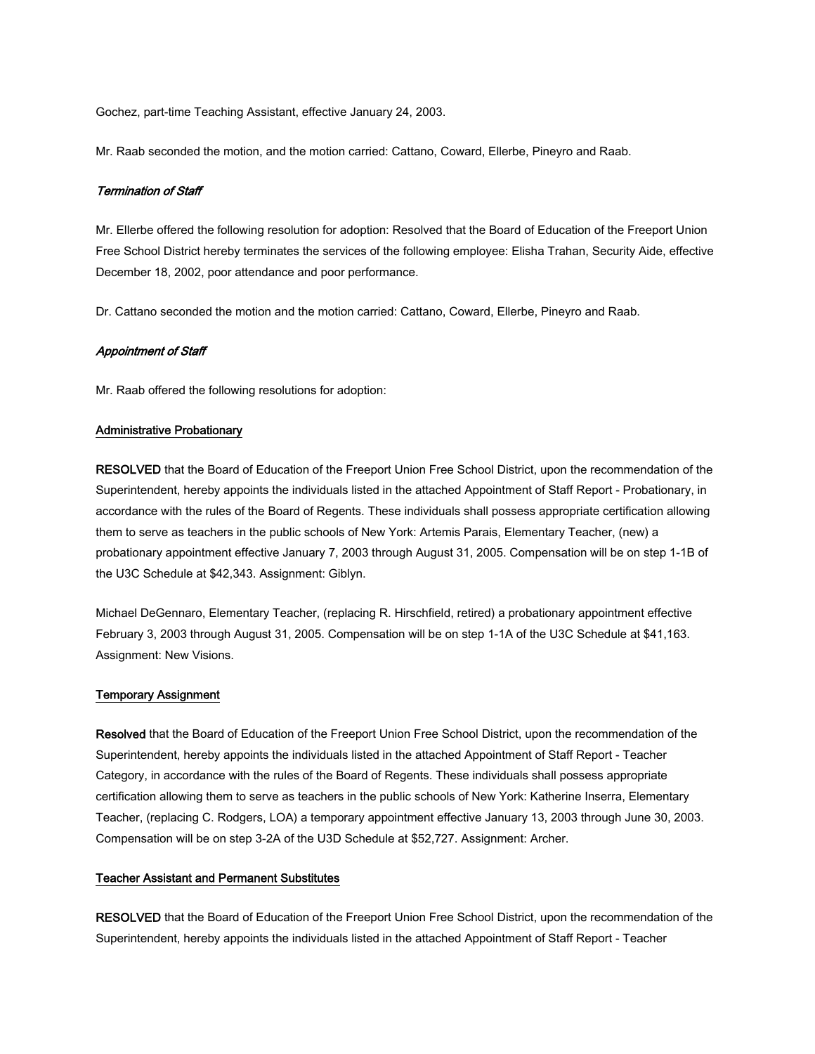Gochez, part-time Teaching Assistant, effective January 24, 2003.

Mr. Raab seconded the motion, and the motion carried: Cattano, Coward, Ellerbe, Pineyro and Raab.

*Termination of Staff*

Mr. Ellerbe offered the following resolution for adoption: Resolved that the Board of Education of the Freeport Union Free School District hereby terminates the services of the following employee: Elisha Trahan, Security Aide, effective December 18, 2002, poor attendance and poor performance.

Dr. Cattano seconded the motion and the motion carried: Cattano, Coward, Ellerbe, Pineyro and Raab.

*Appointment of Staff*

Mr. Raab offered the following resolutions for adoption:

Administrative Probationary

**RESOLVED** that the Board of Education of the Freeport Union Free School District, upon the recommendation of the Superintendent, hereby appoints the individuals listed in the attached Appointment of Staff Report - Probationary, in accordance with the rules of the Board of Regents. These individuals shall possess appropriate certification allowing them to serve as teachers in the public schools of New York: Artemis Parais, Elementary Teacher, (new) a probationary appointment effective January 7, 2003 through August 31, 2005. Compensation will be on step 1-1B of the U3C Schedule at $42,343. Assignment: Giblyn.

Michael DeGennaro, Elementary Teacher, (replacing R. Hirschfield, retired) a probationary appointment effective February 3, 2003 through August 31, 2005. Compensation will be on step 1-1A of the U3C Schedule at $41,163. Assignment: New Visions.

Temporary Assignment

**Resolved** that the Board of Education of the Freeport Union Free School District, upon the recommendation of the Superintendent, hereby appoints the individuals listed in the attached Appointment of Staff Report - Teacher Category, in accordance with the rules of the Board of Regents. These individuals shall possess appropriate certification allowing them to serve as teachers in the public schools of New York: Katherine Inserra, Elementary Teacher, (replacing C. Rodgers, LOA) a temporary appointment effective January 13, 2003 through June 30, 2003. Compensation will be on step 3-2A of the U3D Schedule at $52,727. Assignment: Archer.

Teacher Assistant and Permanent Substitutes

**RESOLVED** that the Board of Education of the Freeport Union Free School District, upon the recommendation of the Superintendent, hereby appoints the individuals listed in the attached Appointment of Staff Report - Teacher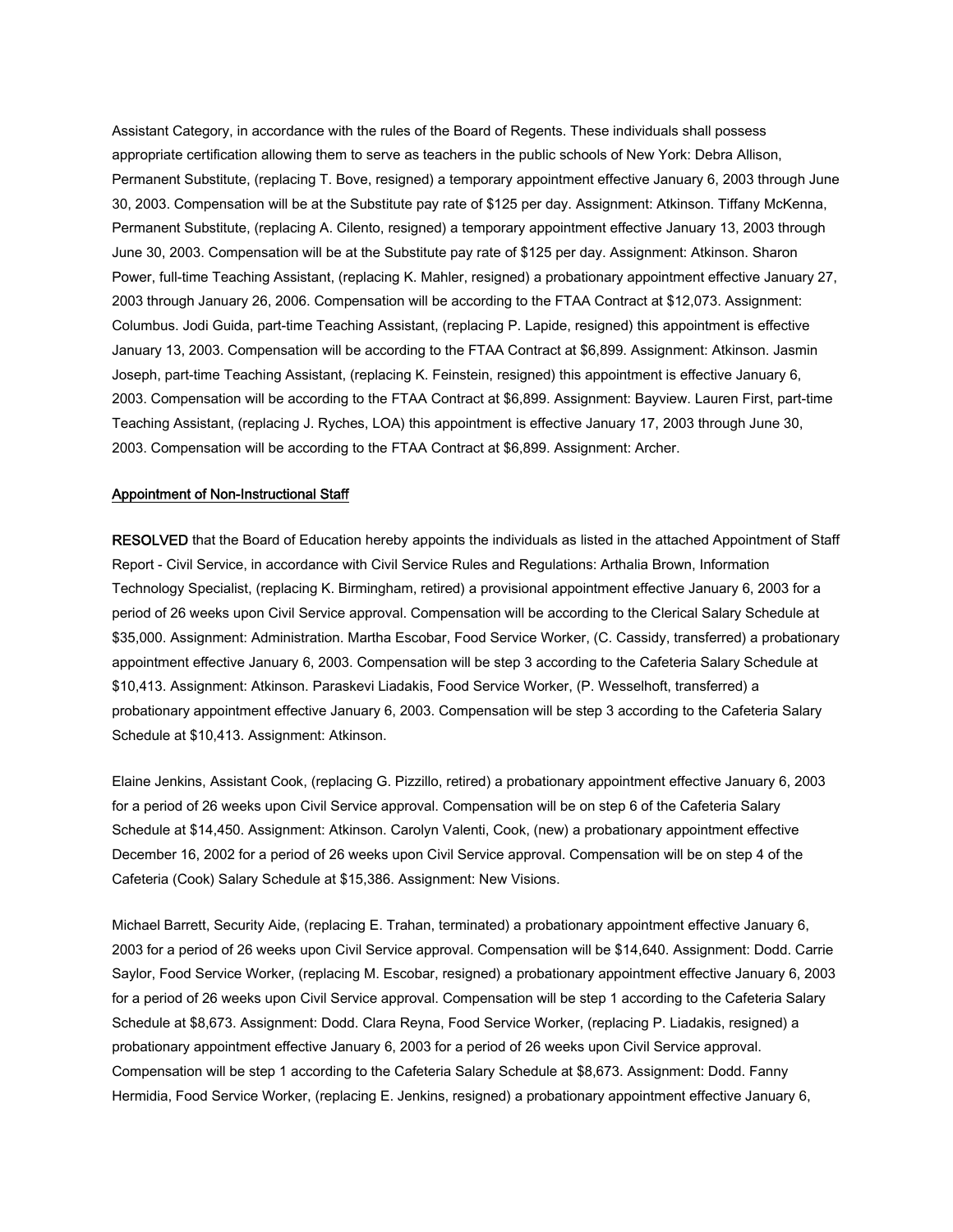Assistant Category, in accordance with the rules of the Board of Regents. These individuals shall possess appropriate certification allowing them to serve as teachers in the public schools of New York: Debra Allison, Permanent Substitute, (replacing T. Bove, resigned) a temporary appointment effective January 6, 2003 through June 30, 2003. Compensation will be at the Substitute pay rate of $125 per day. Assignment: Atkinson. Tiffany McKenna, Permanent Substitute, (replacing A. Cilento, resigned) a temporary appointment effective January 13, 2003 through June 30, 2003. Compensation will be at the Substitute pay rate of $125 per day. Assignment: Atkinson. Sharon Power, full-time Teaching Assistant, (replacing K. Mahler, resigned) a probationary appointment effective January 27, 2003 through January 26, 2006. Compensation will be according to the FTAA Contract at $12,073. Assignment: Columbus. Jodi Guida, part-time Teaching Assistant, (replacing P. Lapide, resigned) this appointment is effective January 13, 2003. Compensation will be according to the FTAA Contract at $6,899. Assignment: Atkinson. Jasmin Joseph, part-time Teaching Assistant, (replacing K. Feinstein, resigned) this appointment is effective January 6, 2003. Compensation will be according to the FTAA Contract at $6,899. Assignment: Bayview. Lauren First, part-time Teaching Assistant, (replacing J. Ryches, LOA) this appointment is effective January 17, 2003 through June 30, 2003. Compensation will be according to the FTAA Contract at $6,899. Assignment: Archer.

Appointment of Non-Instructional Staff

**RESOLVED** that the Board of Education hereby appoints the individuals as listed in the attached Appointment of Staff Report - Civil Service, in accordance with Civil Service Rules and Regulations: Arthalia Brown, Information Technology Specialist, (replacing K. Birmingham, retired) a provisional appointment effective January 6, 2003 for a period of 26 weeks upon Civil Service approval. Compensation will be according to the Clerical Salary Schedule at $35,000. Assignment: Administration. Martha Escobar, Food Service Worker, (C. Cassidy, transferred) a probationary appointment effective January 6, 2003. Compensation will be step 3 according to the Cafeteria Salary Schedule at $10,413. Assignment: Atkinson. Paraskevi Liadakis, Food Service Worker, (P. Wesselhoft, transferred) a probationary appointment effective January 6, 2003. Compensation will be step 3 according to the Cafeteria Salary Schedule at $10,413. Assignment: Atkinson.

Elaine Jenkins, Assistant Cook, (replacing G. Pizzillo, retired) a probationary appointment effective January 6, 2003 for a period of 26 weeks upon Civil Service approval. Compensation will be on step 6 of the Cafeteria Salary Schedule at $14,450. Assignment: Atkinson. Carolyn Valenti, Cook, (new) a probationary appointment effective December 16, 2002 for a period of 26 weeks upon Civil Service approval. Compensation will be on step 4 of the Cafeteria (Cook) Salary Schedule at $15,386. Assignment: New Visions.

Michael Barrett, Security Aide, (replacing E. Trahan, terminated) a probationary appointment effective January 6, 2003 for a period of 26 weeks upon Civil Service approval. Compensation will be $14,640. Assignment: Dodd. Carrie Saylor, Food Service Worker, (replacing M. Escobar, resigned) a probationary appointment effective January 6, 2003 for a period of 26 weeks upon Civil Service approval. Compensation will be step 1 according to the Cafeteria Salary Schedule at $8,673. Assignment: Dodd. Clara Reyna, Food Service Worker, (replacing P. Liadakis, resigned) a probationary appointment effective January 6, 2003 for a period of 26 weeks upon Civil Service approval. Compensation will be step 1 according to the Cafeteria Salary Schedule at $8,673. Assignment: Dodd. Fanny Hermidia, Food Service Worker, (replacing E. Jenkins, resigned) a probationary appointment effective January 6,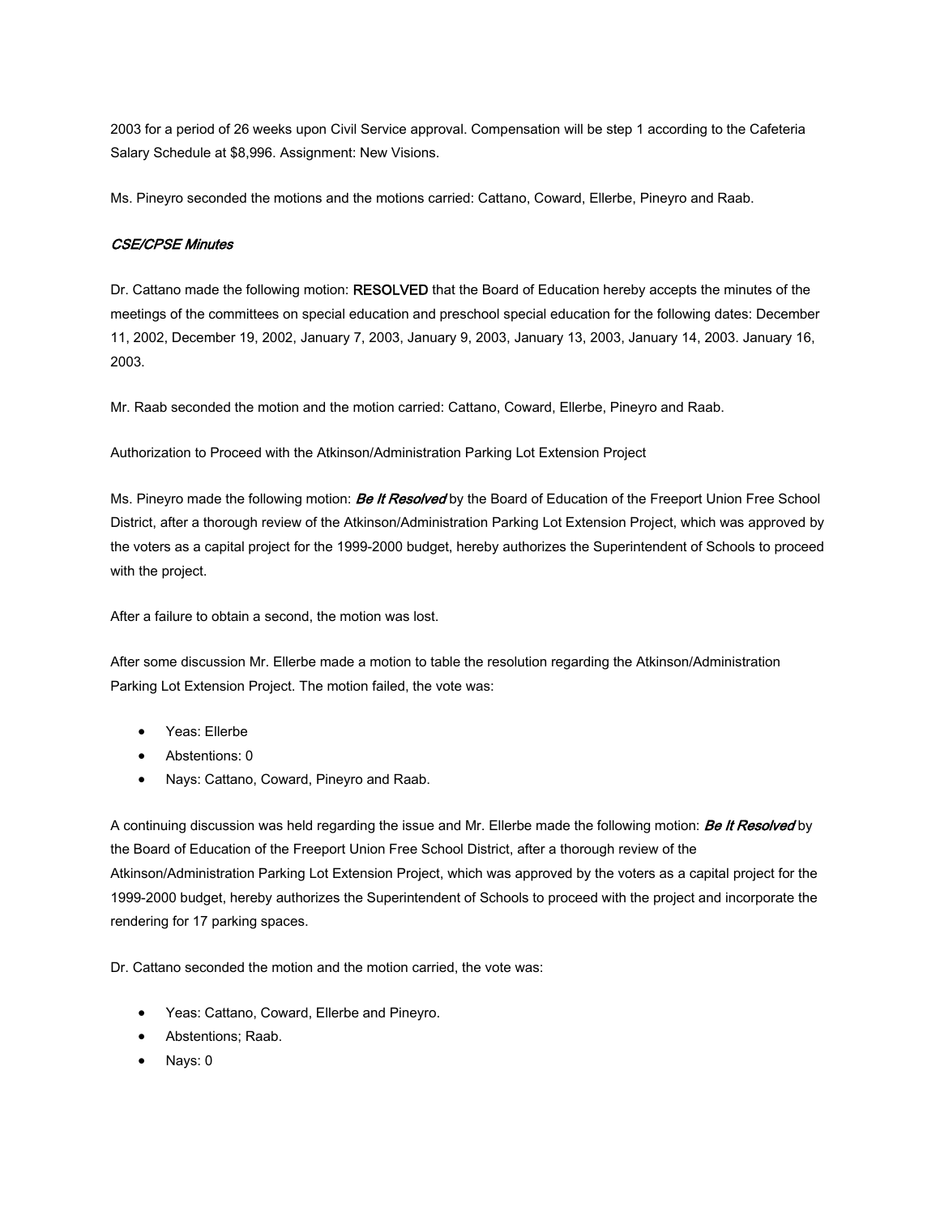2003 for a period of 26 weeks upon Civil Service approval. Compensation will be step 1 according to the Cafeteria Salary Schedule at $8,996. Assignment: New Visions.

Ms. Pineyro seconded the motions and the motions carried: Cattano, Coward, Ellerbe, Pineyro and Raab.

*CSE/CPSE Minutes*

Dr. Cattano made the following motion: RESOLVED that the Board of Education hereby accepts the minutes of the meetings of the committees on special education and preschool special education for the following dates: December 11, 2002, December 19, 2002, January 7, 2003, January 9, 2003, January 13, 2003, January 14, 2003. January 16, 2003.

Mr. Raab seconded the motion and the motion carried: Cattano, Coward, Ellerbe, Pineyro and Raab.

Authorization to Proceed with the Atkinson/Administration Parking Lot Extension Project

Ms. Pineyro made the following motion: ***Be It Resolved*** by the Board of Education of the Freeport Union Free School District, after a thorough review of the Atkinson/Administration Parking Lot Extension Project, which was approved by the voters as a capital project for the 1999-2000 budget, hereby authorizes the Superintendent of Schools to proceed with the project.

After a failure to obtain a second, the motion was lost.

After some discussion Mr. Ellerbe made a motion to table the resolution regarding the Atkinson/Administration Parking Lot Extension Project. The motion failed, the vote was:

- Yeas: Ellerbe
- Abstentions: 0
- Nays: Cattano, Coward, Pineyro and Raab.

A continuing discussion was held regarding the issue and Mr. Ellerbe made the following motion: ***Be It Resolved*** by the Board of Education of the Freeport Union Free School District, after a thorough review of the Atkinson/Administration Parking Lot Extension Project, which was approved by the voters as a capital project for the 1999-2000 budget, hereby authorizes the Superintendent of Schools to proceed with the project and incorporate the rendering for 17 parking spaces.

Dr. Cattano seconded the motion and the motion carried, the vote was:

- Yeas: Cattano, Coward, Ellerbe and Pineyro.
- Abstentions; Raab.
- Nays: 0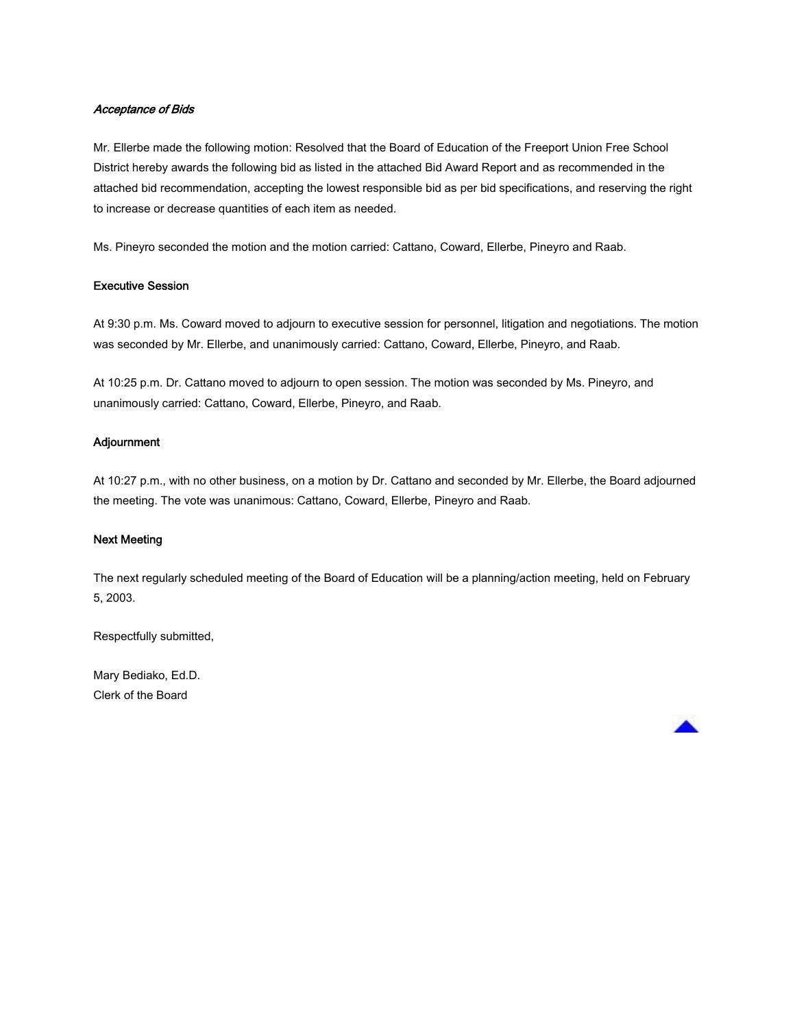*Acceptance of Bids*

Mr. Ellerbe made the following motion: Resolved that the Board of Education of the Freeport Union Free School District hereby awards the following bid as listed in the attached Bid Award Report and as recommended in the attached bid recommendation, accepting the lowest responsible bid as per bid specifications, and reserving the right to increase or decrease quantities of each item as needed.

Ms. Pineyro seconded the motion and the motion carried: Cattano, Coward, Ellerbe, Pineyro and Raab.

**Executive Session**

At 9:30 p.m. Ms. Coward moved to adjourn to executive session for personnel, litigation and negotiations. The motion was seconded by Mr. Ellerbe, and unanimously carried: Cattano, Coward, Ellerbe, Pineyro, and Raab.

At 10:25 p.m. Dr. Cattano moved to adjourn to open session. The motion was seconded by Ms. Pineyro, and unanimously carried: Cattano, Coward, Ellerbe, Pineyro, and Raab.

**Adjournment**

At 10:27 p.m., with no other business, on a motion by Dr. Cattano and seconded by Mr. Ellerbe, the Board adjourned the meeting. The vote was unanimous: Cattano, Coward, Ellerbe, Pineyro and Raab.

**Next Meeting**

The next regularly scheduled meeting of the Board of Education will be a planning/action meeting, held on February 5, 2003.

Respectfully submitted,

Mary Bediako, Ed.D.
Clerk of the Board